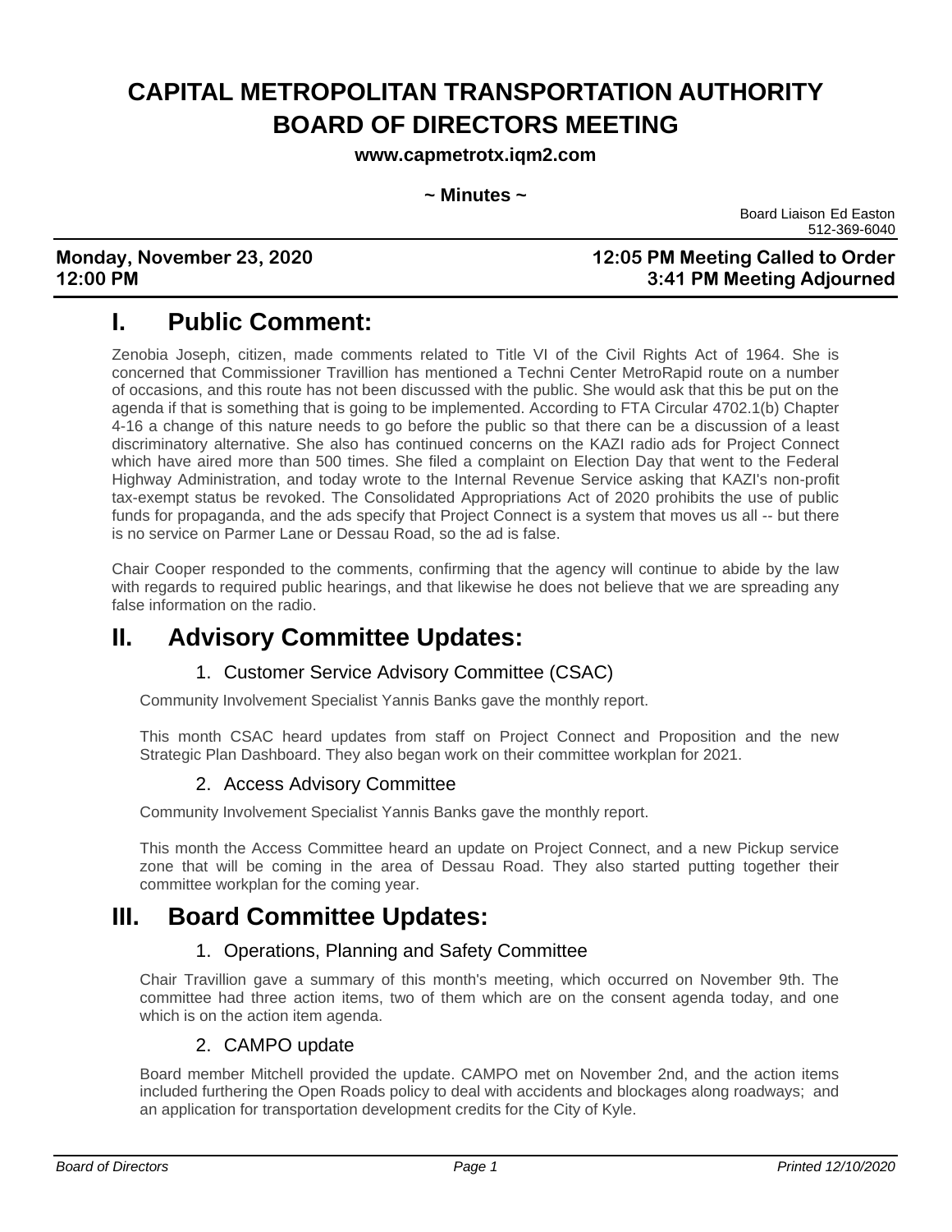# CAPITAL METROPOLITAN TRANSPORTATION AUTHORITY BOARD OF DIRECTORS MEETING

**www.capmetrotx.iqm2.com**

**~ Minutes ~**

Board Liaison Ed Easton
512-369-6040

**Monday, November 23, 2020** **12:05 PM Meeting Called to Order**
**12:00 PM** **3:41 PM Meeting Adjourned**

## I. Public Comment:

Zenobia Joseph, citizen, made comments related to Title VI of the Civil Rights Act of 1964. She is concerned that Commissioner Travillion has mentioned a Techni Center MetroRapid route on a number of occasions, and this route has not been discussed with the public. She would ask that this be put on the agenda if that is something that is going to be implemented. According to FTA Circular 4702.1(b) Chapter 4-16 a change of this nature needs to go before the public so that there can be a discussion of a least discriminatory alternative. She also has continued concerns on the KAZI radio ads for Project Connect which have aired more than 500 times. She filed a complaint on Election Day that went to the Federal Highway Administration, and today wrote to the Internal Revenue Service asking that KAZI's non-profit tax-exempt status be revoked. The Consolidated Appropriations Act of 2020 prohibits the use of public funds for propaganda, and the ads specify that Project Connect is a system that moves us all -- but there is no service on Parmer Lane or Dessau Road, so the ad is false.

Chair Cooper responded to the comments, confirming that the agency will continue to abide by the law with regards to required public hearings, and that likewise he does not believe that we are spreading any false information on the radio.

## II. Advisory Committee Updates:

### 1. Customer Service Advisory Committee (CSAC)

Community Involvement Specialist Yannis Banks gave the monthly report.

This month CSAC heard updates from staff on Project Connect and Proposition and the new Strategic Plan Dashboard. They also began work on their committee workplan for 2021.

### 2. Access Advisory Committee

Community Involvement Specialist Yannis Banks gave the monthly report.

This month the Access Committee heard an update on Project Connect, and a new Pickup service zone that will be coming in the area of Dessau Road. They also started putting together their committee workplan for the coming year.

## III. Board Committee Updates:

### 1. Operations, Planning and Safety Committee

Chair Travillion gave a summary of this month's meeting, which occurred on November 9th. The committee had three action items, two of them which are on the consent agenda today, and one which is on the action item agenda.

### 2. CAMPO update

Board member Mitchell provided the update. CAMPO met on November 2nd, and the action items included furthering the Open Roads policy to deal with accidents and blockages along roadways; and an application for transportation development credits for the City of Kyle.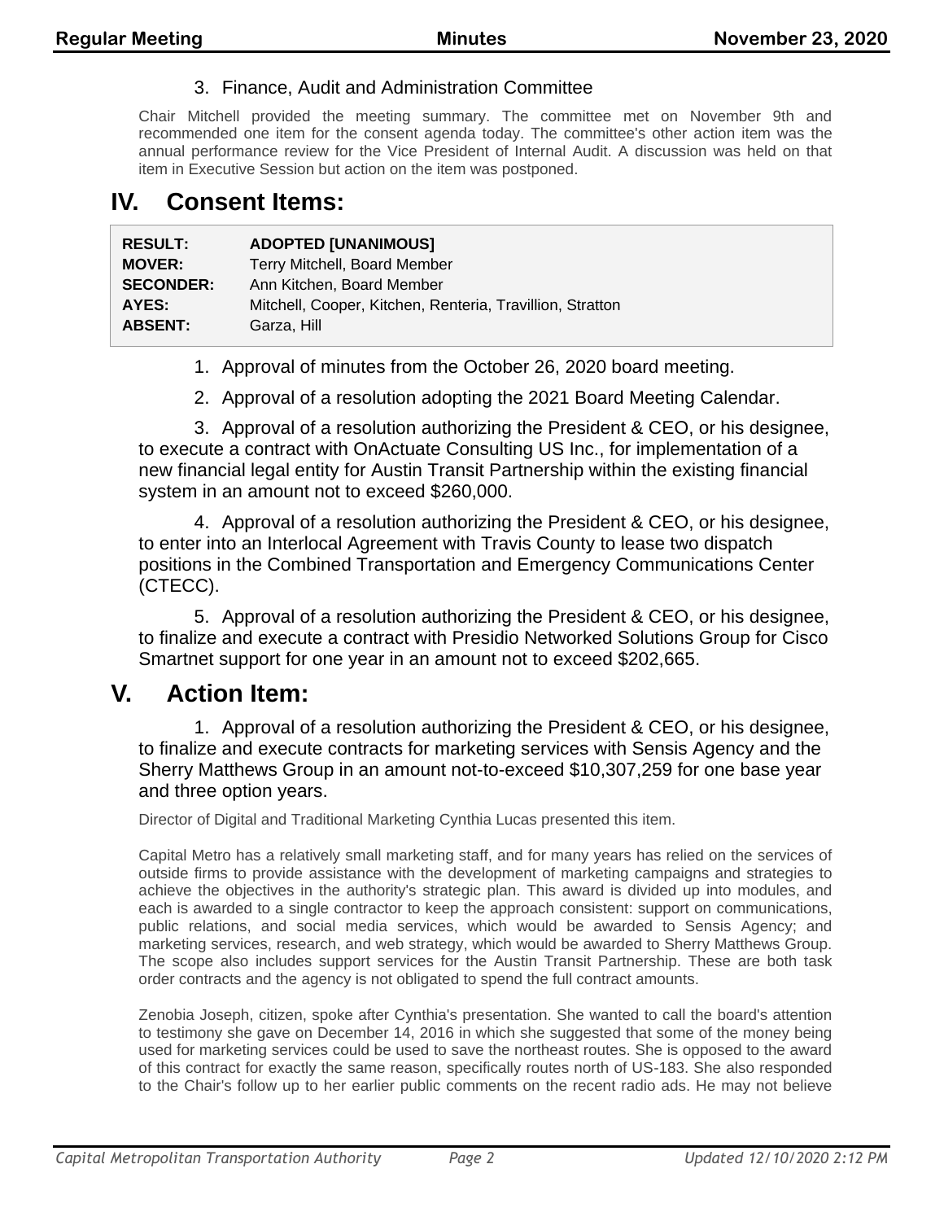3. Finance, Audit and Administration Committee

Chair Mitchell provided the meeting summary. The committee met on November 9th and recommended one item for the consent agenda today. The committee's other action item was the annual performance review for the Vice President of Internal Audit. A discussion was held on that item in Executive Session but action on the item was postponed.

# IV. Consent Items:

| | |
|---|---|
| **RESULT:** | **ADOPTED [UNANIMOUS]** |
| **MOVER:** | Terry Mitchell, Board Member |
| **SECONDER:** | Ann Kitchen, Board Member |
| **AYES:** | Mitchell, Cooper, Kitchen, Renteria, Travillion, Stratton |
| **ABSENT:** | Garza, Hill |

1. Approval of minutes from the October 26, 2020 board meeting.

2. Approval of a resolution adopting the 2021 Board Meeting Calendar.

3. Approval of a resolution authorizing the President & CEO, or his designee, to execute a contract with OnActuate Consulting US Inc., for implementation of a new financial legal entity for Austin Transit Partnership within the existing financial system in an amount not to exceed $260,000.

4. Approval of a resolution authorizing the President & CEO, or his designee, to enter into an Interlocal Agreement with Travis County to lease two dispatch positions in the Combined Transportation and Emergency Communications Center (CTECC).

5. Approval of a resolution authorizing the President & CEO, or his designee, to finalize and execute a contract with Presidio Networked Solutions Group for Cisco Smartnet support for one year in an amount not to exceed $202,665.

# V. Action Item:

1. Approval of a resolution authorizing the President & CEO, or his designee, to finalize and execute contracts for marketing services with Sensis Agency and the Sherry Matthews Group in an amount not-to-exceed $10,307,259 for one base year and three option years.

Director of Digital and Traditional Marketing Cynthia Lucas presented this item.

Capital Metro has a relatively small marketing staff, and for many years has relied on the services of outside firms to provide assistance with the development of marketing campaigns and strategies to achieve the objectives in the authority's strategic plan. This award is divided up into modules, and each is awarded to a single contractor to keep the approach consistent: support on communications, public relations, and social media services, which would be awarded to Sensis Agency; and marketing services, research, and web strategy, which would be awarded to Sherry Matthews Group. The scope also includes support services for the Austin Transit Partnership. These are both task order contracts and the agency is not obligated to spend the full contract amounts.

Zenobia Joseph, citizen, spoke after Cynthia's presentation. She wanted to call the board's attention to testimony she gave on December 14, 2016 in which she suggested that some of the money being used for marketing services could be used to save the northeast routes. She is opposed to the award of this contract for exactly the same reason, specifically routes north of US-183. She also responded to the Chair's follow up to her earlier public comments on the recent radio ads. He may not believe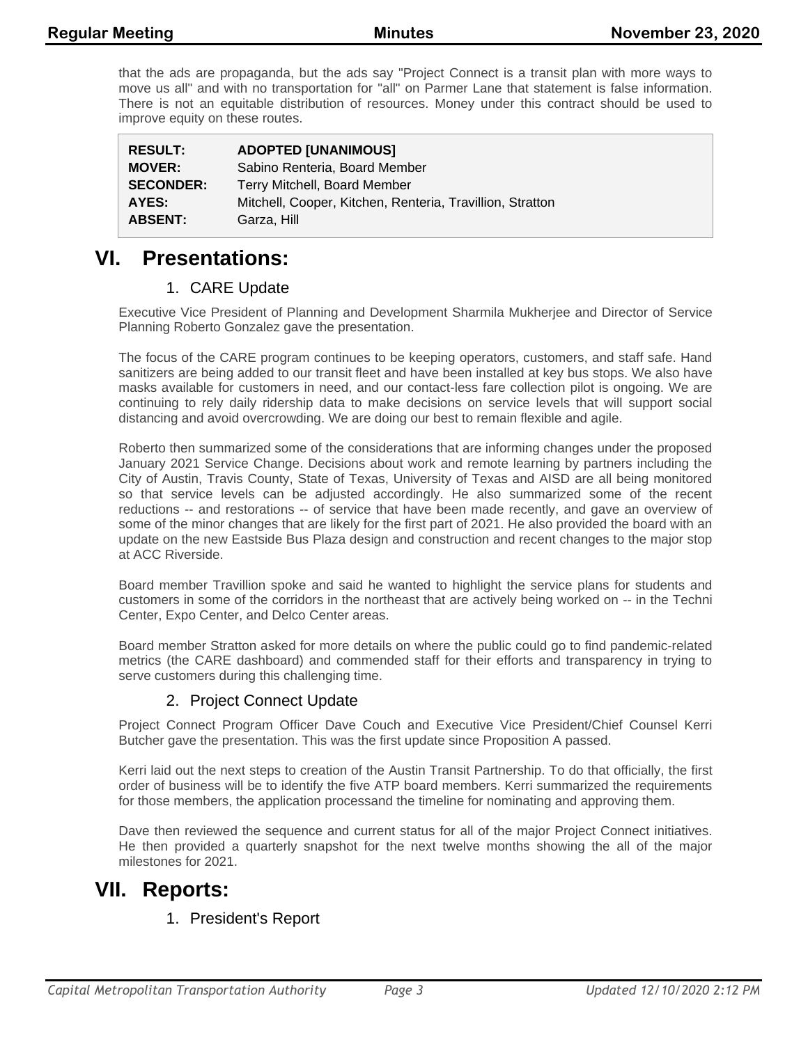that the ads are propaganda, but the ads say "Project Connect is a transit plan with more ways to move us all" and with no transportation for "all" on Parmer Lane that statement is false information. There is not an equitable distribution of resources. Money under this contract should be used to improve equity on these routes.

| | |
|---|---|
| **RESULT:** | **ADOPTED [UNANIMOUS]** |
| **MOVER:** | Sabino Renteria, Board Member |
| **SECONDER:** | Terry Mitchell, Board Member |
| **AYES:** | Mitchell, Cooper, Kitchen, Renteria, Travillion, Stratton |
| **ABSENT:** | Garza, Hill |

# VI. Presentations:

## 1. CARE Update

Executive Vice President of Planning and Development Sharmila Mukherjee and Director of Service Planning Roberto Gonzalez gave the presentation.

The focus of the CARE program continues to be keeping operators, customers, and staff safe. Hand sanitizers are being added to our transit fleet and have been installed at key bus stops. We also have masks available for customers in need, and our contact-less fare collection pilot is ongoing. We are continuing to rely daily ridership data to make decisions on service levels that will support social distancing and avoid overcrowding. We are doing our best to remain flexible and agile.

Roberto then summarized some of the considerations that are informing changes under the proposed January 2021 Service Change. Decisions about work and remote learning by partners including the City of Austin, Travis County, State of Texas, University of Texas and AISD are all being monitored so that service levels can be adjusted accordingly. He also summarized some of the recent reductions -- and restorations -- of service that have been made recently, and gave an overview of some of the minor changes that are likely for the first part of 2021. He also provided the board with an update on the new Eastside Bus Plaza design and construction and recent changes to the major stop at ACC Riverside.

Board member Travillion spoke and said he wanted to highlight the service plans for students and customers in some of the corridors in the northeast that are actively being worked on -- in the Techni Center, Expo Center, and Delco Center areas.

Board member Stratton asked for more details on where the public could go to find pandemic-related metrics (the CARE dashboard) and commended staff for their efforts and transparency in trying to serve customers during this challenging time.

## 2. Project Connect Update

Project Connect Program Officer Dave Couch and Executive Vice President/Chief Counsel Kerri Butcher gave the presentation. This was the first update since Proposition A passed.

Kerri laid out the next steps to creation of the Austin Transit Partnership. To do that officially, the first order of business will be to identify the five ATP board members. Kerri summarized the requirements for those members, the application processand the timeline for nominating and approving them.

Dave then reviewed the sequence and current status for all of the major Project Connect initiatives. He then provided a quarterly snapshot for the next twelve months showing the all of the major milestones for 2021.

# VII. Reports:

## 1. President's Report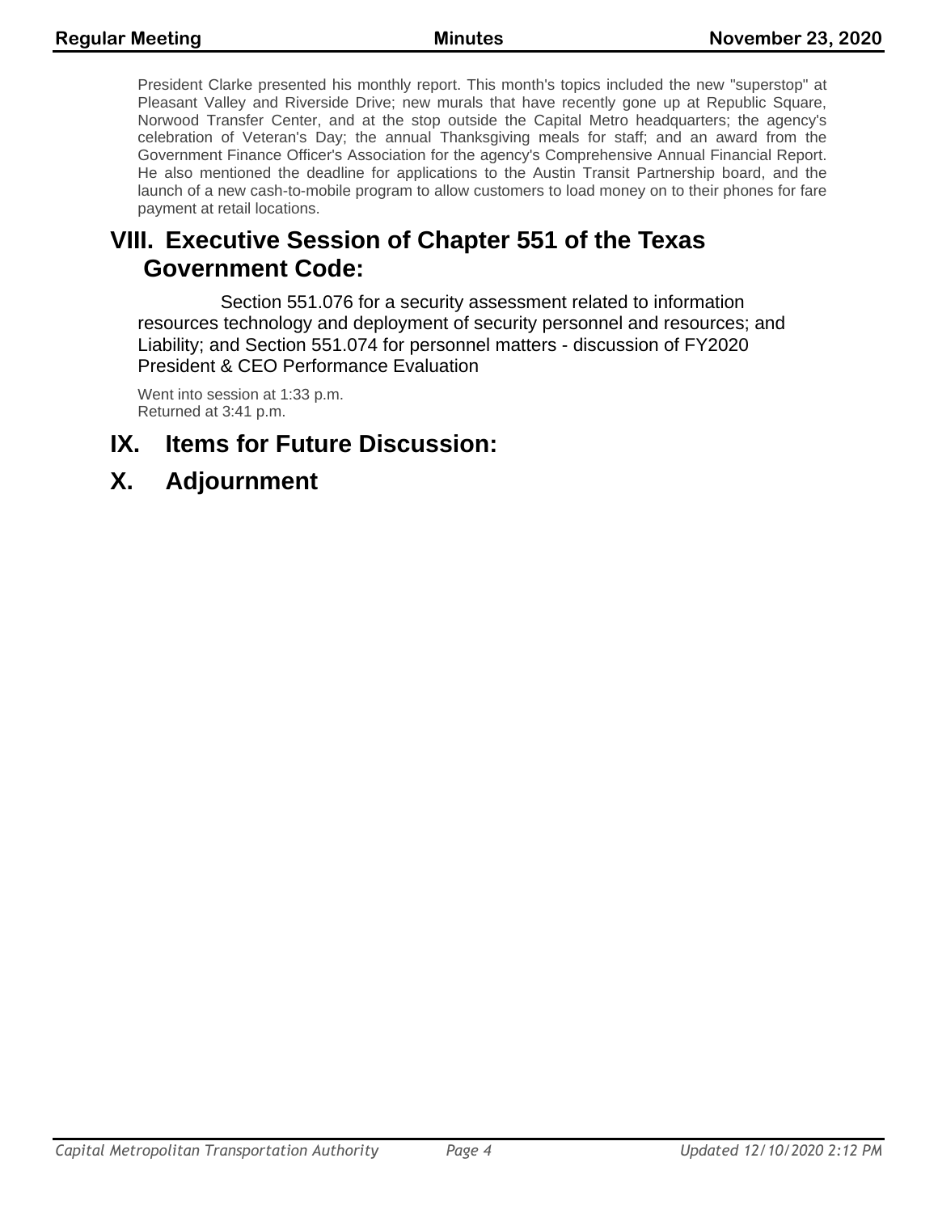President Clarke presented his monthly report. This month's topics included the new "superstop" at Pleasant Valley and Riverside Drive; new murals that have recently gone up at Republic Square, Norwood Transfer Center, and at the stop outside the Capital Metro headquarters; the agency's celebration of Veteran's Day; the annual Thanksgiving meals for staff; and an award from the Government Finance Officer's Association for the agency's Comprehensive Annual Financial Report. He also mentioned the deadline for applications to the Austin Transit Partnership board, and the launch of a new cash-to-mobile program to allow customers to load money on to their phones for fare payment at retail locations.

## VIII. Executive Session of Chapter 551 of the Texas Government Code:

Section 551.076 for a security assessment related to information resources technology and deployment of security personnel and resources; and Liability; and Section 551.074 for personnel matters - discussion of FY2020 President & CEO Performance Evaluation

Went into session at 1:33 p.m.
Returned at 3:41 p.m.

## IX. Items for Future Discussion:

## X. Adjournment